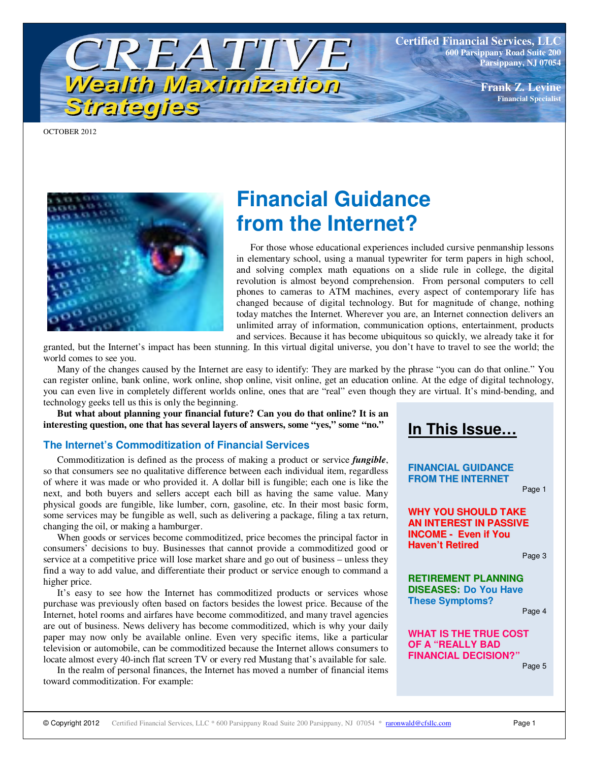# CREATIVE Wealth Maximization Strategies

**Certified Financial Services, LLC**
**600 Parsippany Road Suite 200**
**Parsippany, NJ 07054**

**Frank Z. Levine**
**Financial Specialist**

OCTOBER 2012

# Financial Guidance from the Internet?

For those whose educational experiences included cursive penmanship lessons in elementary school, using a manual typewriter for term papers in high school, and solving complex math equations on a slide rule in college, the digital revolution is almost beyond comprehension. From personal computers to cell phones to cameras to ATM machines, every aspect of contemporary life has changed because of digital technology. But for magnitude of change, nothing today matches the Internet. Wherever you are, an Internet connection delivers an unlimited array of information, communication options, entertainment, products and services. Because it has become ubiquitous so quickly, we already take it for granted, but the Internet's impact has been stunning. In this virtual digital universe, you don't have to travel to see the world; the world comes to see you.

Many of the changes caused by the Internet are easy to identify: They are marked by the phrase "you can do that online." You can register online, bank online, work online, shop online, visit online, get an education online. At the edge of digital technology, you can even live in completely different worlds online, ones that are "real" even though they are virtual. It's mind-bending, and technology geeks tell us this is only the beginning.

**But what about planning your financial future? Can you do that online? It is an interesting question, one that has several layers of answers, some "yes," some "no."**

## The Internet's Commoditization of Financial Services

Commoditization is defined as the process of making a product or service ***fungible***, so that consumers see no qualitative difference between each individual item, regardless of where it was made or who provided it. A dollar bill is fungible; each one is like the next, and both buyers and sellers accept each bill as having the same value. Many physical goods are fungible, like lumber, corn, gasoline, etc. In their most basic form, some services may be fungible as well, such as delivering a package, filing a tax return, changing the oil, or making a hamburger.

When goods or services become commoditized, price becomes the principal factor in consumers' decisions to buy. Businesses that cannot provide a commoditized good or service at a competitive price will lose market share and go out of business – unless they find a way to add value, and differentiate their product or service enough to command a higher price.

It's easy to see how the Internet has commoditized products or services whose purchase was previously often based on factors besides the lowest price. Because of the Internet, hotel rooms and airfares have become commoditized, and many travel agencies are out of business. News delivery has become commoditized, which is why your daily paper may now only be available online. Even very specific items, like a particular television or automobile, can be commoditized because the Internet allows consumers to locate almost every 40-inch flat screen TV or every red Mustang that's available for sale.

In the realm of personal finances, the Internet has moved a number of financial items toward commoditization. For example:

## In This Issue…

- **FINANCIAL GUIDANCE FROM THE INTERNET** — Page 1
- **WHY YOU SHOULD TAKE AN INTEREST IN PASSIVE INCOME - Even if You Haven't Retired** — Page 3
- **RETIREMENT PLANNING DISEASES: Do You Have These Symptoms?** — Page 4
- **WHAT IS THE TRUE COST OF A "REALLY BAD FINANCIAL DECISION?"** — Page 5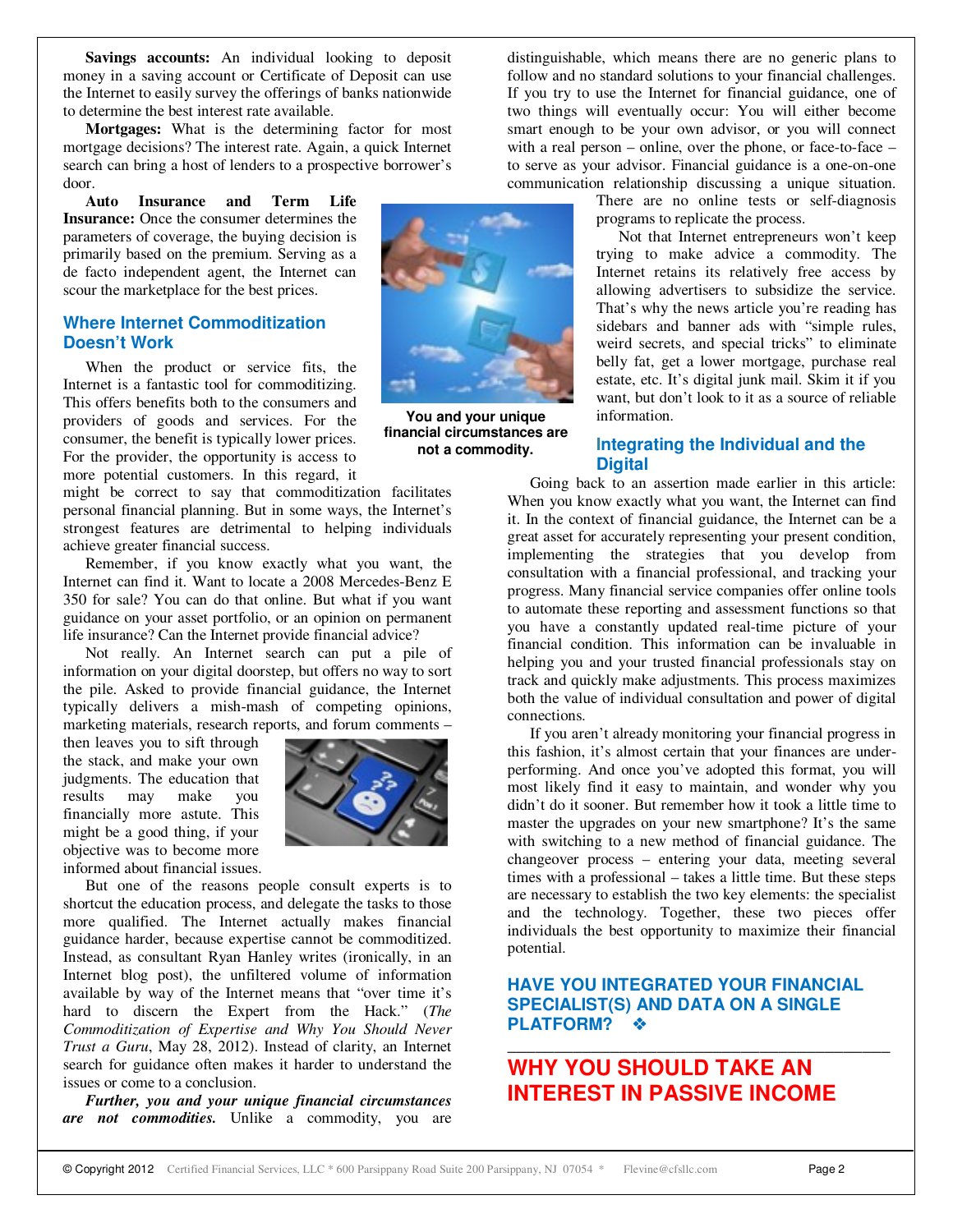**Savings accounts:** An individual looking to deposit money in a saving account or Certificate of Deposit can use the Internet to easily survey the offerings of banks nationwide to determine the best interest rate available.

**Mortgages:** What is the determining factor for most mortgage decisions? The interest rate. Again, a quick Internet search can bring a host of lenders to a prospective borrower's door.

**Auto Insurance and Term Life Insurance:** Once the consumer determines the parameters of coverage, the buying decision is primarily based on the premium. Serving as a de facto independent agent, the Internet can scour the marketplace for the best prices.

## Where Internet Commoditization Doesn't Work

When the product or service fits, the Internet is a fantastic tool for commoditizing. This offers benefits both to the consumers and providers of goods and services. For the consumer, the benefit is typically lower prices. For the provider, the opportunity is access to more potential customers. In this regard, it might be correct to say that commoditization facilitates personal financial planning. But in some ways, the Internet's strongest features are detrimental to helping individuals achieve greater financial success.

You and your unique financial circumstances are not a commodity.

Remember, if you know exactly what you want, the Internet can find it. Want to locate a 2008 Mercedes-Benz E 350 for sale? You can do that online. But what if you want guidance on your asset portfolio, or an opinion on permanent life insurance? Can the Internet provide financial advice?

Not really. An Internet search can put a pile of information on your digital doorstep, but offers no way to sort the pile. Asked to provide financial guidance, the Internet typically delivers a mish-mash of competing opinions, marketing materials, research reports, and forum comments – then leaves you to sift through the stack, and make your own judgments. The education that results may make you financially more astute. This might be a good thing, if your objective was to become more informed about financial issues.

But one of the reasons people consult experts is to shortcut the education process, and delegate the tasks to those more qualified. The Internet actually makes financial guidance harder, because expertise cannot be commoditized. Instead, as consultant Ryan Hanley writes (ironically, in an Internet blog post), the unfiltered volume of information available by way of the Internet means that "over time it's hard to discern the Expert from the Hack." (*The Commoditization of Expertise and Why You Should Never Trust a Guru*, May 28, 2012). Instead of clarity, an Internet search for guidance often makes it harder to understand the issues or come to a conclusion.

***Further, you and your unique financial circumstances are not commodities.*** Unlike a commodity, you are distinguishable, which means there are no generic plans to follow and no standard solutions to your financial challenges. If you try to use the Internet for financial guidance, one of two things will eventually occur: You will either become smart enough to be your own advisor, or you will connect with a real person – online, over the phone, or face-to-face – to serve as your advisor. Financial guidance is a one-on-one communication relationship discussing a unique situation. There are no online tests or self-diagnosis programs to replicate the process.

Not that Internet entrepreneurs won't keep trying to make advice a commodity. The Internet retains its relatively free access by allowing advertisers to subsidize the service. That's why the news article you're reading has sidebars and banner ads with "simple rules, weird secrets, and special tricks" to eliminate belly fat, get a lower mortgage, purchase real estate, etc. It's digital junk mail. Skim it if you want, but don't look to it as a source of reliable information.

## Integrating the Individual and the Digital

Going back to an assertion made earlier in this article: When you know exactly what you want, the Internet can find it. In the context of financial guidance, the Internet can be a great asset for accurately representing your present condition, implementing the strategies that you develop from consultation with a financial professional, and tracking your progress. Many financial service companies offer online tools to automate these reporting and assessment functions so that you have a constantly updated real-time picture of your financial condition. This information can be invaluable in helping you and your trusted financial professionals stay on track and quickly make adjustments. This process maximizes both the value of individual consultation and power of digital connections.

If you aren't already monitoring your financial progress in this fashion, it's almost certain that your finances are under-performing. And once you've adopted this format, you will most likely find it easy to maintain, and wonder why you didn't do it sooner. But remember how it took a little time to master the upgrades on your new smartphone? It's the same with switching to a new method of financial guidance. The changeover process – entering your data, meeting several times with a professional – takes a little time. But these steps are necessary to establish the two key elements: the specialist and the technology. Together, these two pieces offer individuals the best opportunity to maximize their financial potential.

**HAVE YOU INTEGRATED YOUR FINANCIAL SPECIALIST(S) AND DATA ON A SINGLE PLATFORM? ❖**

---

# WHY YOU SHOULD TAKE AN INTEREST IN PASSIVE INCOME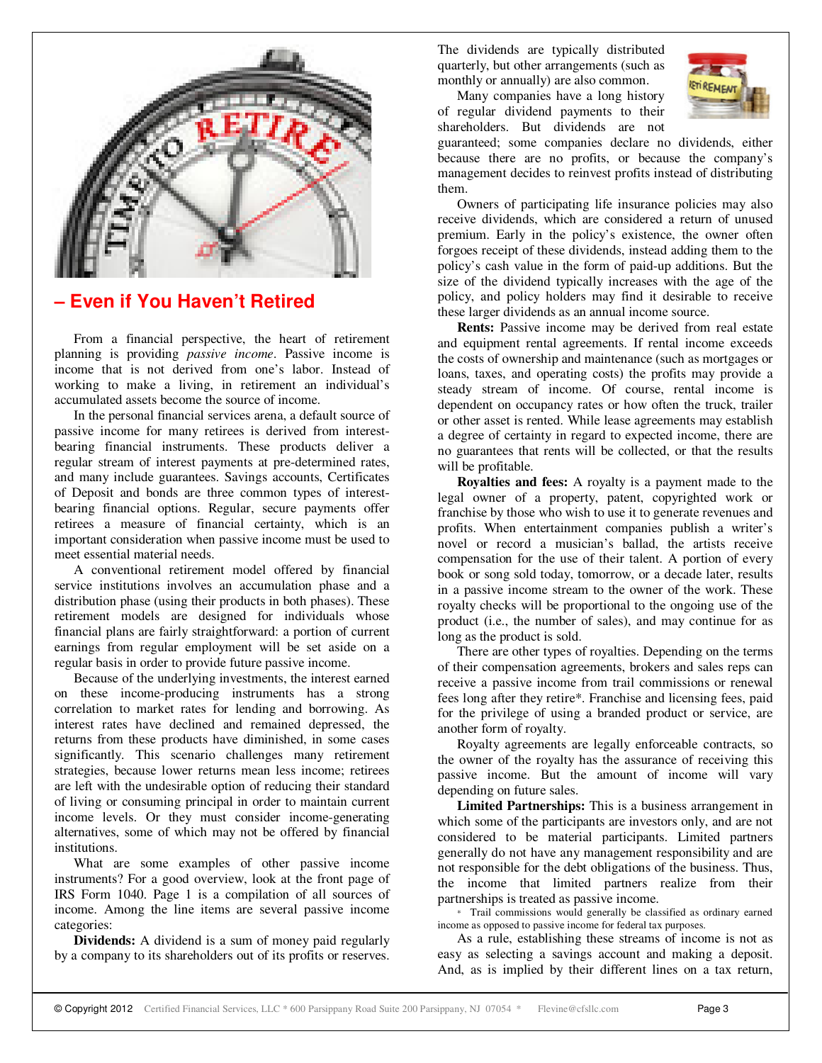## – Even if You Haven't Retired

From a financial perspective, the heart of retirement planning is providing *passive income*. Passive income is income that is not derived from one's labor. Instead of working to make a living, in retirement an individual's accumulated assets become the source of income.

In the personal financial services arena, a default source of passive income for many retirees is derived from interest-bearing financial instruments. These products deliver a regular stream of interest payments at pre-determined rates, and many include guarantees. Savings accounts, Certificates of Deposit and bonds are three common types of interest-bearing financial options. Regular, secure payments offer retirees a measure of financial certainty, which is an important consideration when passive income must be used to meet essential material needs.

A conventional retirement model offered by financial service institutions involves an accumulation phase and a distribution phase (using their products in both phases). These retirement models are designed for individuals whose financial plans are fairly straightforward: a portion of current earnings from regular employment will be set aside on a regular basis in order to provide future passive income.

Because of the underlying investments, the interest earned on these income-producing instruments has a strong correlation to market rates for lending and borrowing. As interest rates have declined and remained depressed, the returns from these products have diminished, in some cases significantly. This scenario challenges many retirement strategies, because lower returns mean less income; retirees are left with the undesirable option of reducing their standard of living or consuming principal in order to maintain current income levels. Or they must consider income-generating alternatives, some of which may not be offered by financial institutions.

What are some examples of other passive income instruments? For a good overview, look at the front page of IRS Form 1040. Page 1 is a compilation of all sources of income. Among the line items are several passive income categories:

**Dividends:** A dividend is a sum of money paid regularly by a company to its shareholders out of its profits or reserves. The dividends are typically distributed quarterly, but other arrangements (such as monthly or annually) are also common.

Many companies have a long history of regular dividend payments to their shareholders. But dividends are not guaranteed; some companies declare no dividends, either because there are no profits, or because the company's management decides to reinvest profits instead of distributing them.

Owners of participating life insurance policies may also receive dividends, which are considered a return of unused premium. Early in the policy's existence, the owner often forgoes receipt of these dividends, instead adding them to the policy's cash value in the form of paid-up additions. But the size of the dividend typically increases with the age of the policy, and policy holders may find it desirable to receive these larger dividends as an annual income source.

**Rents:** Passive income may be derived from real estate and equipment rental agreements. If rental income exceeds the costs of ownership and maintenance (such as mortgages or loans, taxes, and operating costs) the profits may provide a steady stream of income. Of course, rental income is dependent on occupancy rates or how often the truck, trailer or other asset is rented. While lease agreements may establish a degree of certainty in regard to expected income, there are no guarantees that rents will be collected, or that the results will be profitable.

**Royalties and fees:** A royalty is a payment made to the legal owner of a property, patent, copyrighted work or franchise by those who wish to use it to generate revenues and profits. When entertainment companies publish a writer's novel or record a musician's ballad, the artists receive compensation for the use of their talent. A portion of every book or song sold today, tomorrow, or a decade later, results in a passive income stream to the owner of the work. These royalty checks will be proportional to the ongoing use of the product (i.e., the number of sales), and may continue for as long as the product is sold.

There are other types of royalties. Depending on the terms of their compensation agreements, brokers and sales reps can receive a passive income from trail commissions or renewal fees long after they retire*. Franchise and licensing fees, paid for the privilege of using a branded product or service, are another form of royalty.

Royalty agreements are legally enforceable contracts, so the owner of the royalty has the assurance of receiving this passive income. But the amount of income will vary depending on future sales.

**Limited Partnerships:** This is a business arrangement in which some of the participants are investors only, and are not considered to be material participants. Limited partners generally do not have any management responsibility and are not responsible for the debt obligations of the business. Thus, the income that limited partners realize from their partnerships is treated as passive income.

\* Trail commissions would generally be classified as ordinary earned income as opposed to passive income for federal tax purposes.

As a rule, establishing these streams of income is not as easy as selecting a savings account and making a deposit. And, as is implied by their different lines on a tax return,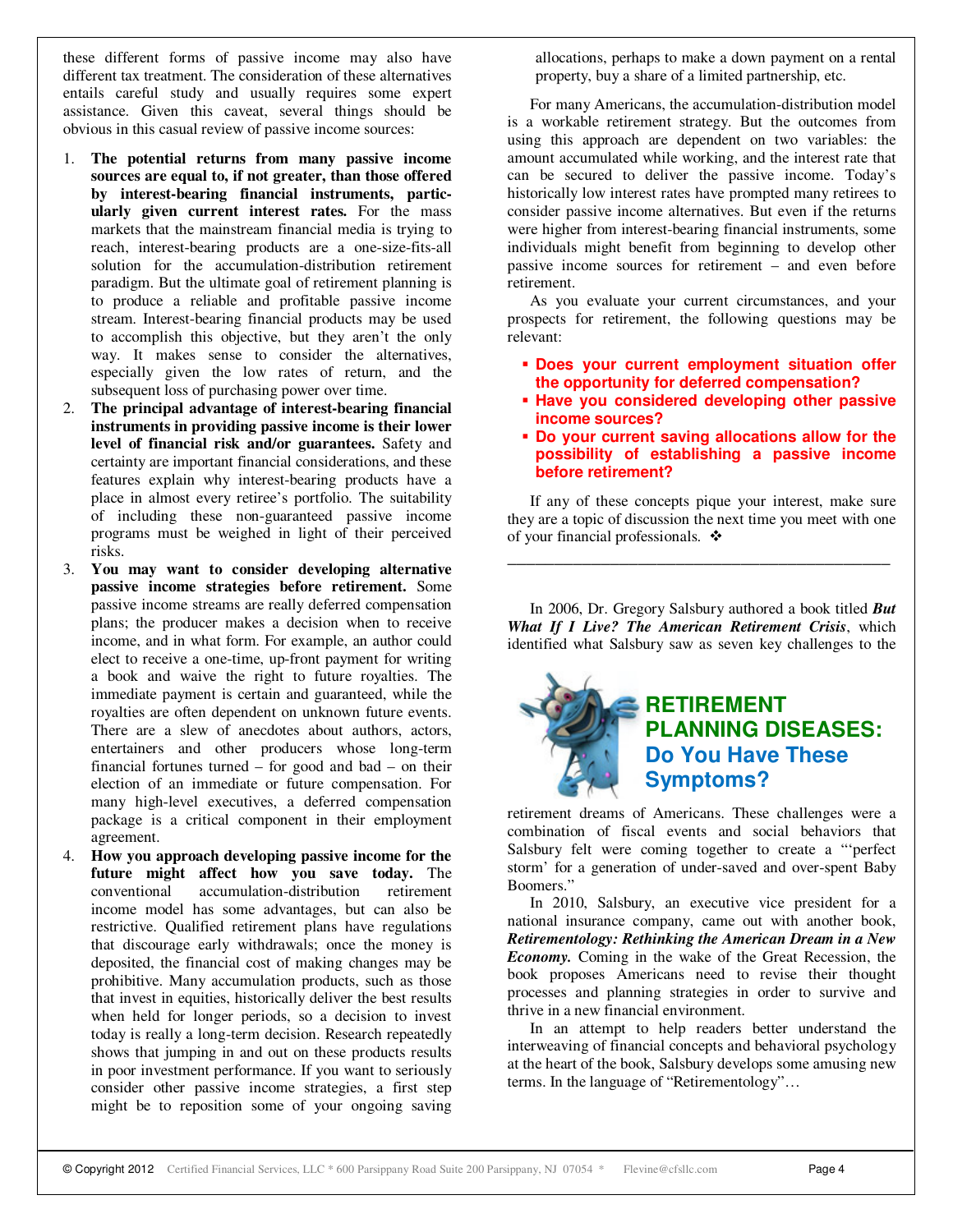these different forms of passive income may also have different tax treatment. The consideration of these alternatives entails careful study and usually requires some expert assistance. Given this caveat, several things should be obvious in this casual review of passive income sources:

1. **The potential returns from many passive income sources are equal to, if not greater, than those offered by interest-bearing financial instruments, particularly given current interest rates.** For the mass markets that the mainstream financial media is trying to reach, interest-bearing products are a one-size-fits-all solution for the accumulation-distribution retirement paradigm. But the ultimate goal of retirement planning is to produce a reliable and profitable passive income stream. Interest-bearing financial products may be used to accomplish this objective, but they aren't the only way. It makes sense to consider the alternatives, especially given the low rates of return, and the subsequent loss of purchasing power over time.
2. **The principal advantage of interest-bearing financial instruments in providing passive income is their lower level of financial risk and/or guarantees.** Safety and certainty are important financial considerations, and these features explain why interest-bearing products have a place in almost every retiree's portfolio. The suitability of including these non-guaranteed passive income programs must be weighed in light of their perceived risks.
3. **You may want to consider developing alternative passive income strategies before retirement.** Some passive income streams are really deferred compensation plans; the producer makes a decision when to receive income, and in what form. For example, an author could elect to receive a one-time, up-front payment for writing a book and waive the right to future royalties. The immediate payment is certain and guaranteed, while the royalties are often dependent on unknown future events. There are a slew of anecdotes about authors, actors, entertainers and other producers whose long-term financial fortunes turned – for good and bad – on their election of an immediate or future compensation. For many high-level executives, a deferred compensation package is a critical component in their employment agreement.
4. **How you approach developing passive income for the future might affect how you save today.** The conventional accumulation-distribution retirement income model has some advantages, but can also be restrictive. Qualified retirement plans have regulations that discourage early withdrawals; once the money is deposited, the financial cost of making changes may be prohibitive. Many accumulation products, such as those that invest in equities, historically deliver the best results when held for longer periods, so a decision to invest today is really a long-term decision. Research repeatedly shows that jumping in and out on these products results in poor investment performance. If you want to seriously consider other passive income strategies, a first step might be to reposition some of your ongoing saving allocations, perhaps to make a down payment on a rental property, buy a share of a limited partnership, etc.

For many Americans, the accumulation-distribution model is a workable retirement strategy. But the outcomes from using this approach are dependent on two variables: the amount accumulated while working, and the interest rate that can be secured to deliver the passive income. Today's historically low interest rates have prompted many retirees to consider passive income alternatives. But even if the returns were higher from interest-bearing financial instruments, some individuals might benefit from beginning to develop other passive income sources for retirement – and even before retirement.

As you evaluate your current circumstances, and your prospects for retirement, the following questions may be relevant:

- **Does your current employment situation offer the opportunity for deferred compensation?**
- **Have you considered developing other passive income sources?**
- **Do your current saving allocations allow for the possibility of establishing a passive income before retirement?**

If any of these concepts pique your interest, make sure they are a topic of discussion the next time you meet with one of your financial professionals. ❖

---

## RETIREMENT PLANNING DISEASES: Do You Have These Symptoms?

In 2006, Dr. Gregory Salsbury authored a book titled ***But What If I Live? The American Retirement Crisis***, which identified what Salsbury saw as seven key challenges to the retirement dreams of Americans. These challenges were a combination of fiscal events and social behaviors that Salsbury felt were coming together to create a "'perfect storm' for a generation of under-saved and over-spent Baby Boomers."

In 2010, Salsbury, an executive vice president for a national insurance company, came out with another book, ***Retirementology: Rethinking the American Dream in a New Economy.*** Coming in the wake of the Great Recession, the book proposes Americans need to revise their thought processes and planning strategies in order to survive and thrive in a new financial environment.

In an attempt to help readers better understand the interweaving of financial concepts and behavioral psychology at the heart of the book, Salsbury develops some amusing new terms. In the language of "Retirementology"…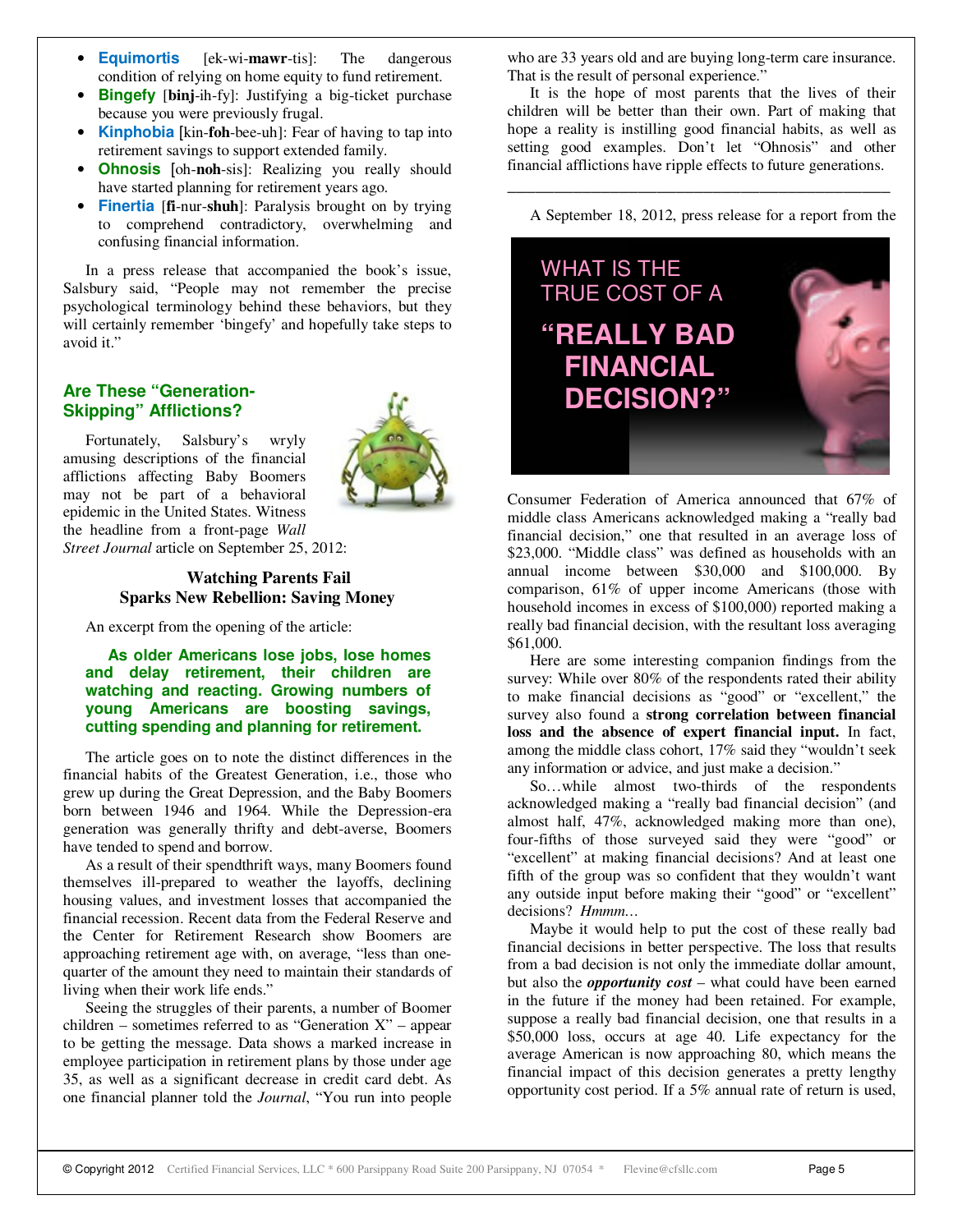- **Equimortis** [ek-wi-**mawr**-tis]: The dangerous condition of relying on home equity to fund retirement.
- **Bingefy** [**binj**-ih-fy]: Justifying a big-ticket purchase because you were previously frugal.
- **Kinphobia** [kin-**foh**-bee-uh]: Fear of having to tap into retirement savings to support extended family.
- **Ohnosis** [oh-**noh**-sis]: Realizing you really should have started planning for retirement years ago.
- **Finertia** [**fi**-nur-**shuh**]: Paralysis brought on by trying to comprehend contradictory, overwhelming and confusing financial information.

In a press release that accompanied the book's issue, Salsbury said, "People may not remember the precise psychological terminology behind these behaviors, but they will certainly remember 'bingefy' and hopefully take steps to avoid it."

## Are These "Generation-Skipping" Afflictions?

Fortunately, Salsbury's wryly amusing descriptions of the financial afflictions affecting Baby Boomers may not be part of a behavioral epidemic in the United States. Witness the headline from a front-page *Wall Street Journal* article on September 25, 2012:

**Watching Parents Fail**
**Sparks New Rebellion: Saving Money**

An excerpt from the opening of the article:

> **As older Americans lose jobs, lose homes and delay retirement, their children are watching and reacting. Growing numbers of young Americans are boosting savings, cutting spending and planning for retirement.**

The article goes on to note the distinct differences in the financial habits of the Greatest Generation, i.e., those who grew up during the Great Depression, and the Baby Boomers born between 1946 and 1964. While the Depression-era generation was generally thrifty and debt-averse, Boomers have tended to spend and borrow.

As a result of their spendthrift ways, many Boomers found themselves ill-prepared to weather the layoffs, declining housing values, and investment losses that accompanied the financial recession. Recent data from the Federal Reserve and the Center for Retirement Research show Boomers are approaching retirement age with, on average, "less than one-quarter of the amount they need to maintain their standards of living when their work life ends."

Seeing the struggles of their parents, a number of Boomer children – sometimes referred to as "Generation X" – appear to be getting the message. Data shows a marked increase in employee participation in retirement plans by those under age 35, as well as a significant decrease in credit card debt. As one financial planner told the *Journal*, "You run into people who are 33 years old and are buying long-term care insurance. That is the result of personal experience."

It is the hope of most parents that the lives of their children will be better than their own. Part of making that hope a reality is instilling good financial habits, as well as setting good examples. Don't let "Ohnosis" and other financial afflictions have ripple effects to future generations.

---

## WHAT IS THE TRUE COST OF A "REALLY BAD FINANCIAL DECISION?"

A September 18, 2012, press release for a report from the Consumer Federation of America announced that 67% of middle class Americans acknowledged making a "really bad financial decision," one that resulted in an average loss of \$23,000. "Middle class" was defined as households with an annual income between \$30,000 and \$100,000. By comparison, 61% of upper income Americans (those with household incomes in excess of \$100,000) reported making a really bad financial decision, with the resultant loss averaging \$61,000.

Here are some interesting companion findings from the survey: While over 80% of the respondents rated their ability to make financial decisions as "good" or "excellent," the survey also found a **strong correlation between financial loss and the absence of expert financial input.** In fact, among the middle class cohort, 17% said they "wouldn't seek any information or advice, and just make a decision."

So…while almost two-thirds of the respondents acknowledged making a "really bad financial decision" (and almost half, 47%, acknowledged making more than one), four-fifths of those surveyed said they were "good" or "excellent" at making financial decisions? And at least one fifth of the group was so confident that they wouldn't want any outside input before making their "good" or "excellent" decisions? *Hmmm…*

Maybe it would help to put the cost of these really bad financial decisions in better perspective. The loss that results from a bad decision is not only the immediate dollar amount, but also the ***opportunity cost*** – what could have been earned in the future if the money had been retained. For example, suppose a really bad financial decision, one that results in a \$50,000 loss, occurs at age 40. Life expectancy for the average American is now approaching 80, which means the financial impact of this decision generates a pretty lengthy opportunity cost period. If a 5% annual rate of return is used,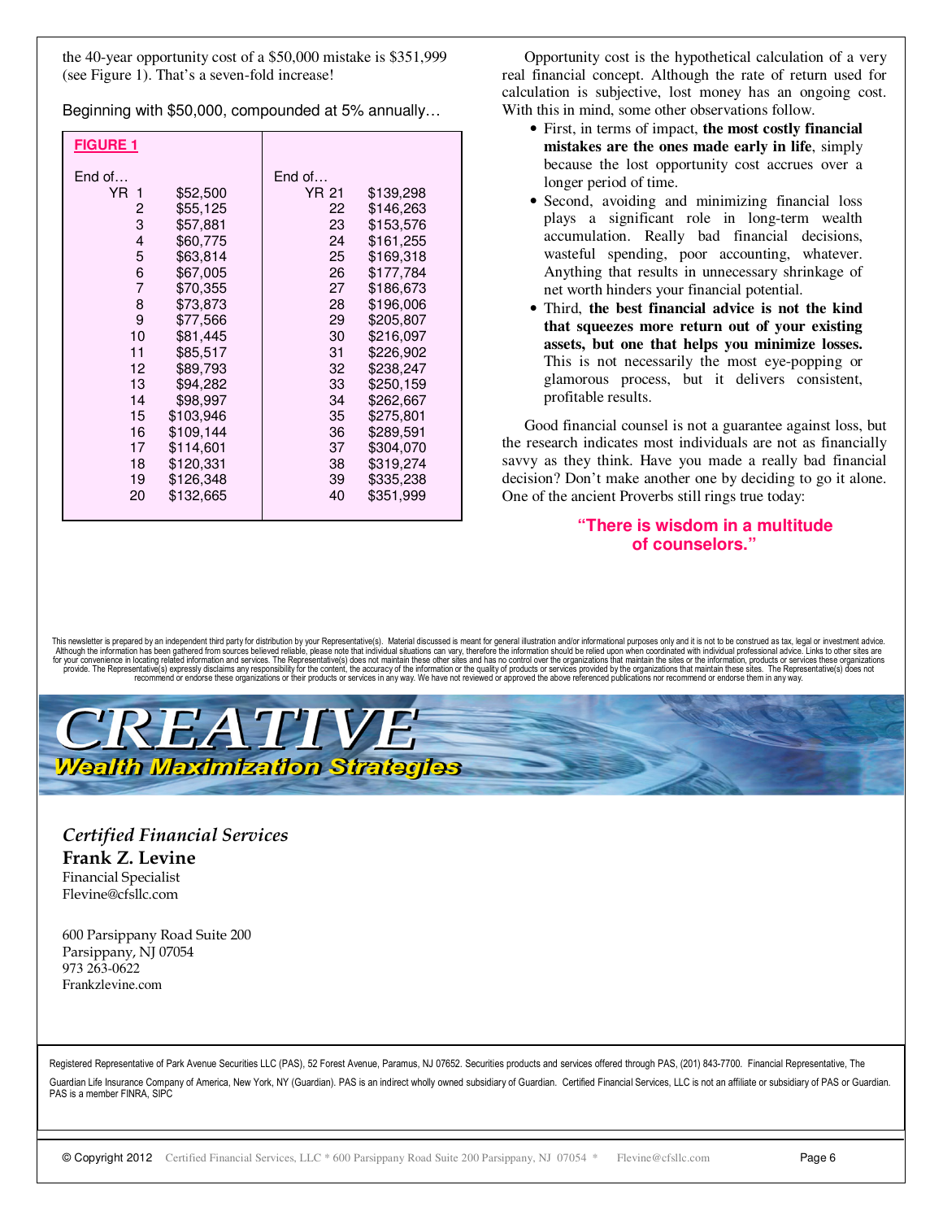the 40-year opportunity cost of a $50,000 mistake is $351,999 (see Figure 1). That's a seven-fold increase!

Beginning with $50,000, compounded at 5% annually…

**FIGURE 1**

| End of… | | End of… | |
|---|---|---|---|
| YR 1 | $52,500 | YR 21 | $139,298 |
| 2 | $55,125 | 22 | $146,263 |
| 3 | $57,881 | 23 | $153,576 |
| 4 | $60,775 | 24 | $161,255 |
| 5 | $63,814 | 25 | $169,318 |
| 6 | $67,005 | 26 | $177,784 |
| 7 | $70,355 | 27 | $186,673 |
| 8 | $73,873 | 28 | $196,006 |
| 9 | $77,566 | 29 | $205,807 |
| 10 | $81,445 | 30 | $216,097 |
| 11 | $85,517 | 31 | $226,902 |
| 12 | $89,793 | 32 | $238,247 |
| 13 | $94,282 | 33 | $250,159 |
| 14 | $98,997 | 34 | $262,667 |
| 15 | $103,946 | 35 | $275,801 |
| 16 | $109,144 | 36 | $289,591 |
| 17 | $114,601 | 37 | $304,070 |
| 18 | $120,331 | 38 | $319,274 |
| 19 | $126,348 | 39 | $335,238 |
| 20 | $132,665 | 40 | $351,999 |

Opportunity cost is the hypothetical calculation of a very real financial concept. Although the rate of return used for calculation is subjective, lost money has an ongoing cost. With this in mind, some other observations follow.

- First, in terms of impact, **the most costly financial mistakes are the ones made early in life**, simply because the lost opportunity cost accrues over a longer period of time.
- Second, avoiding and minimizing financial loss plays a significant role in long-term wealth accumulation. Really bad financial decisions, wasteful spending, poor accounting, whatever. Anything that results in unnecessary shrinkage of net worth hinders your financial potential.
- Third, **the best financial advice is not the kind that squeezes more return out of your existing assets, but one that helps you minimize losses.** This is not necessarily the most eye-popping or glamorous process, but it delivers consistent, profitable results.

Good financial counsel is not a guarantee against loss, but the research indicates most individuals are not as financially savvy as they think. Have you made a really bad financial decision? Don't make another one by deciding to go it alone. One of the ancient Proverbs still rings true today:

**"There is wisdom in a multitude of counselors."**

This newsletter is prepared by an independent third party for distribution by your Representative(s). Material discussed is meant for general illustration and/or informational purposes only and it is not to be construed as tax, legal or investment advice. Although the information has been gathered from sources believed reliable, please note that individual situations can vary, therefore the information should be relied upon when coordinated with individual professional advice. Links to other sites are for your convenience in locating related information and services. The Representative(s) does not maintain these other sites and has no control over the organizations that maintain the sites or the information, products or services these organizations provide. The Representative(s) expressly disclaims any responsibility for the content, the accuracy of the information or the quality of products or services provided by the organizations that maintain these sites. The Representative(s) does not recommend or endorse these organizations or their products or services in any way. We have not reviewed or approved the above referenced publications nor recommend or endorse them in any way.

**CREATIVE**
**Wealth Maximization Strategies**

*Certified Financial Services*
**Frank Z. Levine**
Financial Specialist
Flevine@cfsllc.com

600 Parsippany Road Suite 200
Parsippany, NJ 07054
973 263-0622
Frankzlevine.com

Registered Representative of Park Avenue Securities LLC (PAS), 52 Forest Avenue, Paramus, NJ 07652. Securities products and services offered through PAS, (201) 843-7700. Financial Representative, The Guardian Life Insurance Company of America, New York, NY (Guardian). PAS is an indirect wholly owned subsidiary of Guardian. Certified Financial Services, LLC is not an affiliate or subsidiary of PAS or Guardian. PAS is a member FINRA, SIPC

© Copyright 2012 Certified Financial Services, LLC * 600 Parsippany Road Suite 200 Parsippany, NJ 07054 * Flevine@cfsllc.com